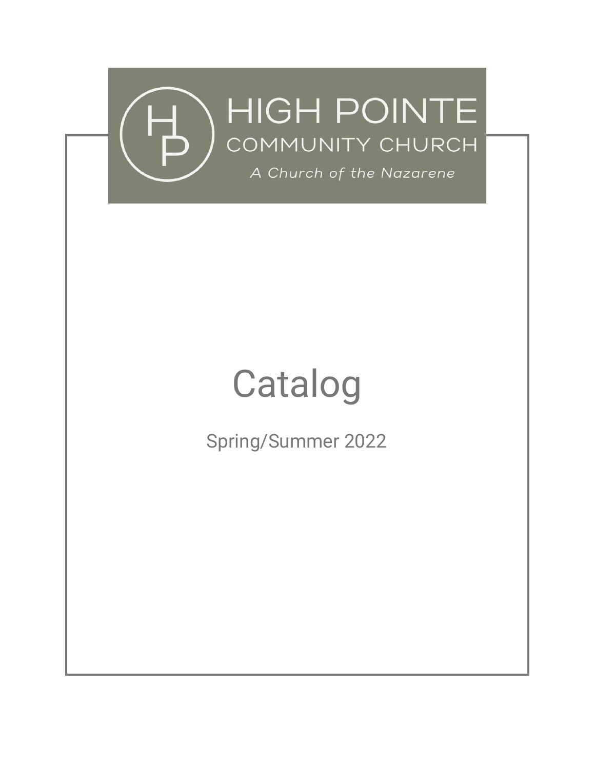HIGH POINTE
COMMUNITY CHURCH
*A Church of the Nazarene*

# Catalog

Spring/Summer 2022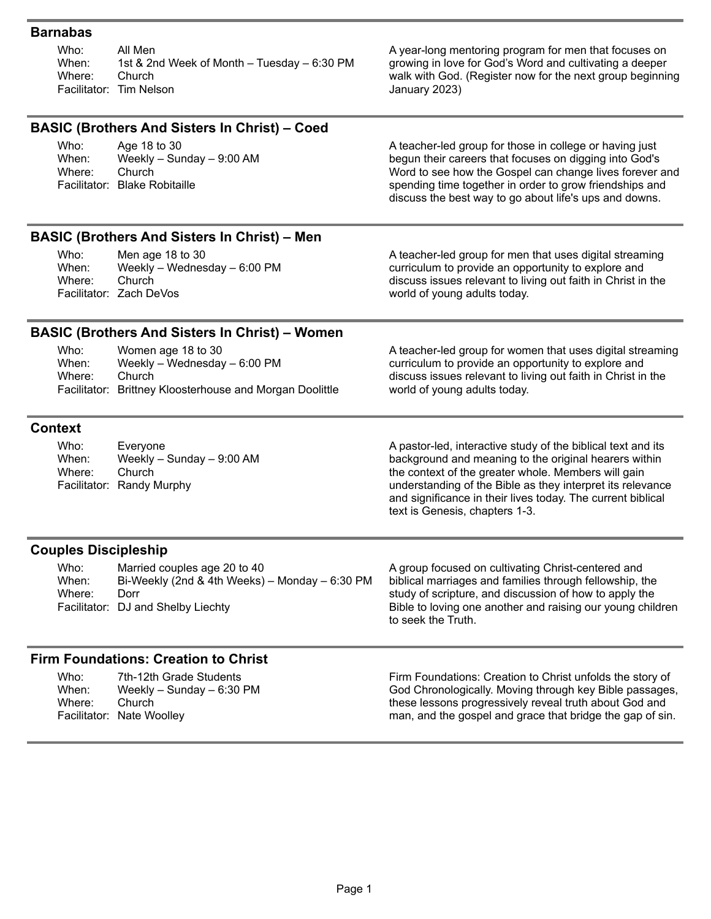## Barnabas

Who: All Men
When: 1st & 2nd Week of Month – Tuesday – 6:30 PM
Where: Church
Facilitator: Tim Nelson

A year-long mentoring program for men that focuses on growing in love for God's Word and cultivating a deeper walk with God. (Register now for the next group beginning January 2023)

## BASIC (Brothers And Sisters In Christ) – Coed

Who: Age 18 to 30
When: Weekly – Sunday – 9:00 AM
Where: Church
Facilitator: Blake Robitaille

A teacher-led group for those in college or having just begun their careers that focuses on digging into God's Word to see how the Gospel can change lives forever and spending time together in order to grow friendships and discuss the best way to go about life's ups and downs.

## BASIC (Brothers And Sisters In Christ) – Men

Who: Men age 18 to 30
When: Weekly – Wednesday – 6:00 PM
Where: Church
Facilitator: Zach DeVos

A teacher-led group for men that uses digital streaming curriculum to provide an opportunity to explore and discuss issues relevant to living out faith in Christ in the world of young adults today.

## BASIC (Brothers And Sisters In Christ) – Women

Who: Women age 18 to 30
When: Weekly – Wednesday – 6:00 PM
Where: Church
Facilitator: Brittney Kloosterhouse and Morgan Doolittle

A teacher-led group for women that uses digital streaming curriculum to provide an opportunity to explore and discuss issues relevant to living out faith in Christ in the world of young adults today.

## Context

Who: Everyone
When: Weekly – Sunday – 9:00 AM
Where: Church
Facilitator: Randy Murphy

A pastor-led, interactive study of the biblical text and its background and meaning to the original hearers within the context of the greater whole. Members will gain understanding of the Bible as they interpret its relevance and significance in their lives today. The current biblical text is Genesis, chapters 1-3.

## Couples Discipleship

Who: Married couples age 20 to 40
When: Bi-Weekly (2nd & 4th Weeks) – Monday – 6:30 PM
Where: Dorr
Facilitator: DJ and Shelby Liechty

A group focused on cultivating Christ-centered and biblical marriages and families through fellowship, the study of scripture, and discussion of how to apply the Bible to loving one another and raising our young children to seek the Truth.

## Firm Foundations: Creation to Christ

Who: 7th-12th Grade Students
When: Weekly – Sunday – 6:30 PM
Where: Church
Facilitator: Nate Woolley

Firm Foundations: Creation to Christ unfolds the story of God Chronologically. Moving through key Bible passages, these lessons progressively reveal truth about God and man, and the gospel and grace that bridge the gap of sin.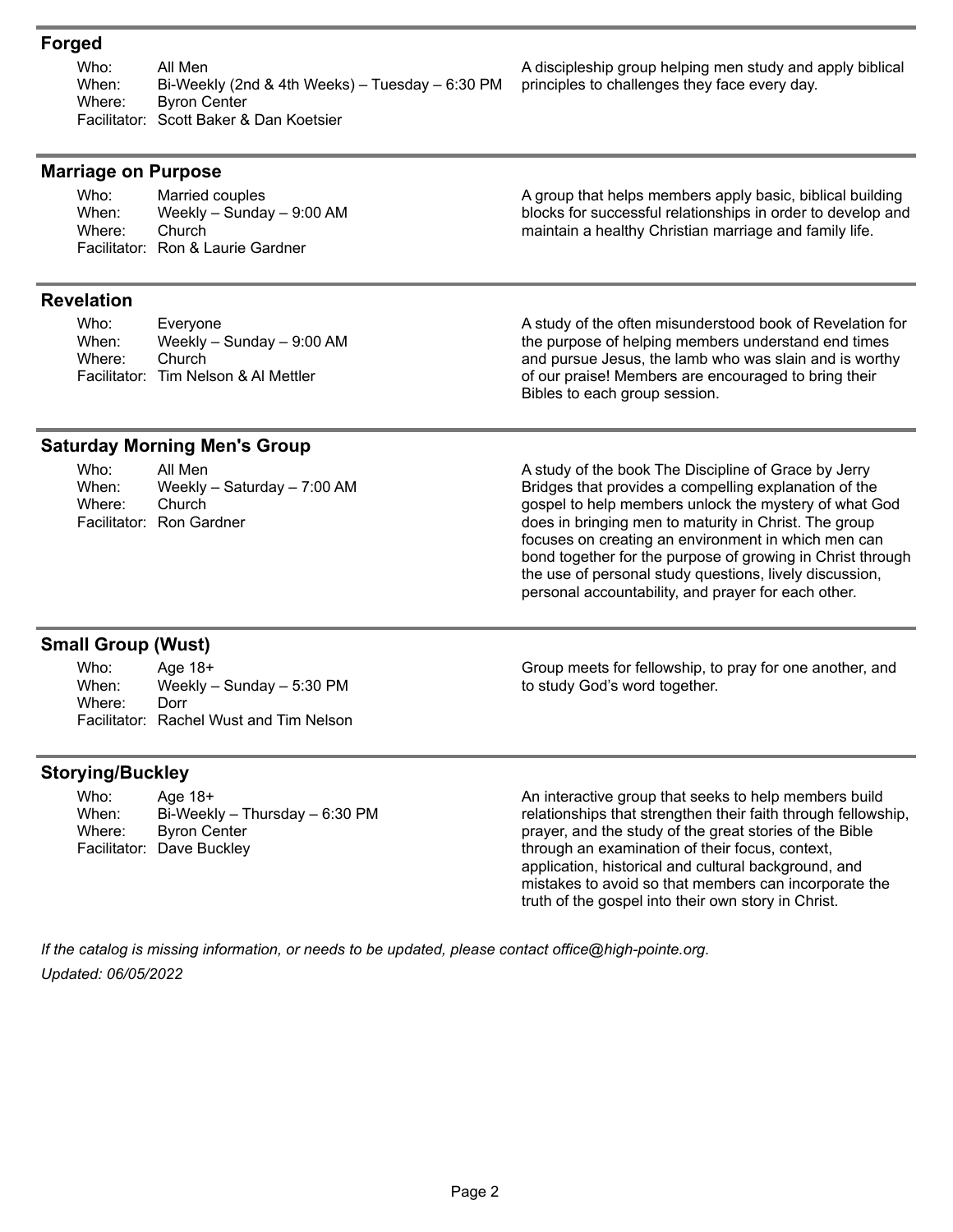## Forged

Who: All Men
When: Bi-Weekly (2nd & 4th Weeks) – Tuesday – 6:30 PM
Where: Byron Center
Facilitator: Scott Baker & Dan Koetsier

A discipleship group helping men study and apply biblical principles to challenges they face every day.

## Marriage on Purpose

Who: Married couples
When: Weekly – Sunday – 9:00 AM
Where: Church
Facilitator: Ron & Laurie Gardner

A group that helps members apply basic, biblical building blocks for successful relationships in order to develop and maintain a healthy Christian marriage and family life.

## Revelation

Who: Everyone
When: Weekly – Sunday – 9:00 AM
Where: Church
Facilitator: Tim Nelson & Al Mettler

A study of the often misunderstood book of Revelation for the purpose of helping members understand end times and pursue Jesus, the lamb who was slain and is worthy of our praise! Members are encouraged to bring their Bibles to each group session.

## Saturday Morning Men's Group

Who: All Men
When: Weekly – Saturday – 7:00 AM
Where: Church
Facilitator: Ron Gardner

A study of the book The Discipline of Grace by Jerry Bridges that provides a compelling explanation of the gospel to help members unlock the mystery of what God does in bringing men to maturity in Christ. The group focuses on creating an environment in which men can bond together for the purpose of growing in Christ through the use of personal study questions, lively discussion, personal accountability, and prayer for each other.

## Small Group (Wust)

Who: Age 18+
When: Weekly – Sunday – 5:30 PM
Where: Dorr
Facilitator: Rachel Wust and Tim Nelson

Group meets for fellowship, to pray for one another, and to study God's word together.

## Storying/Buckley

Who: Age 18+
When: Bi-Weekly – Thursday – 6:30 PM
Where: Byron Center
Facilitator: Dave Buckley

An interactive group that seeks to help members build relationships that strengthen their faith through fellowship, prayer, and the study of the great stories of the Bible through an examination of their focus, context, application, historical and cultural background, and mistakes to avoid so that members can incorporate the truth of the gospel into their own story in Christ.

*If the catalog is missing information, or needs to be updated, please contact office@high-pointe.org.*

*Updated: 06/05/2022*